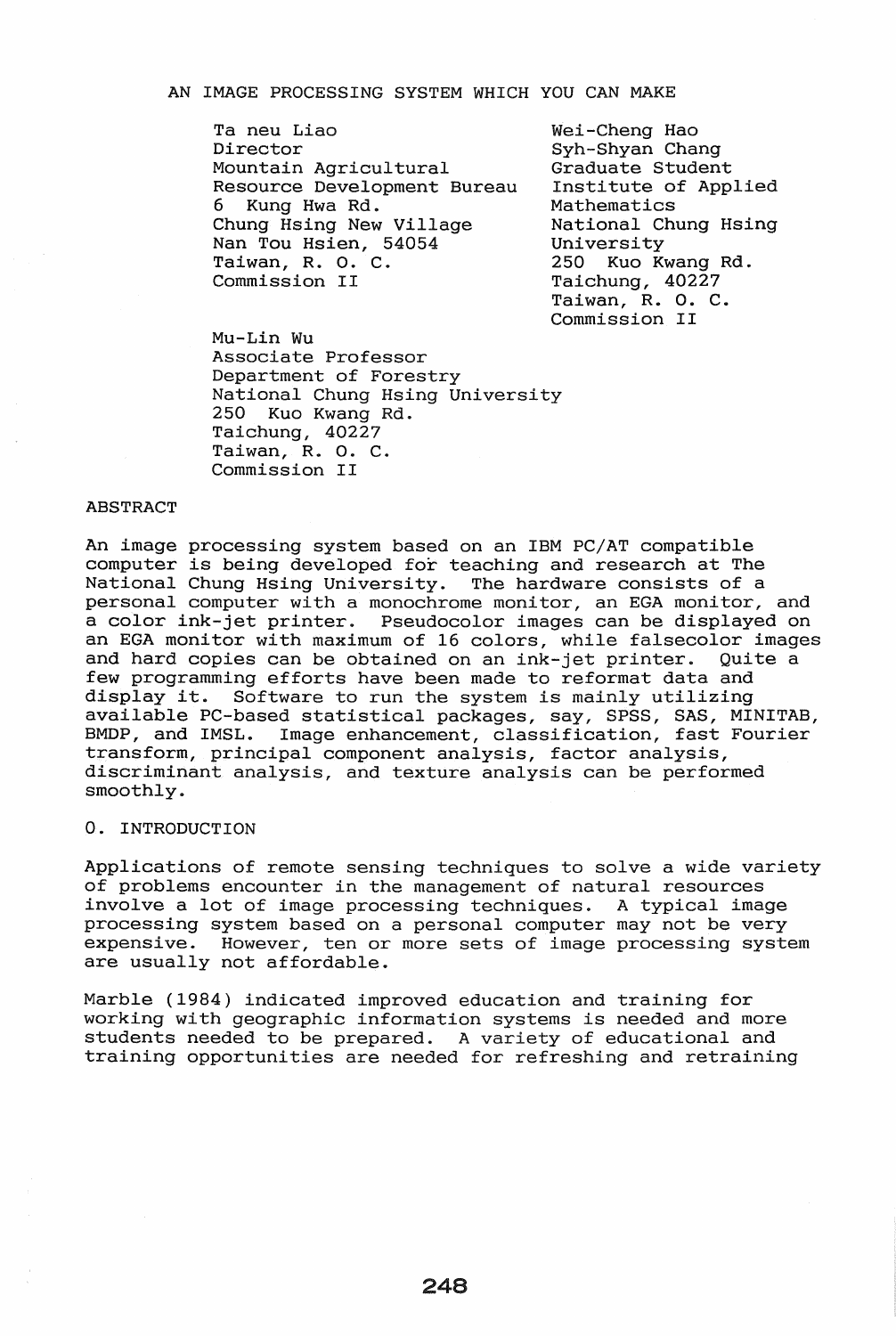# AN IMAGE PROCESSING SYSTEM WHICH YOU CAN MAKE

Ta neu Liao
Director
Mountain Agricultural
Resource Development Bureau
6 Kung Hwa Rd.
Chung Hsing New Village
Nan Tou Hsien, 54054
Taiwan, R. O. C.
Commission II

Wei-Cheng Hao
Syh-Shyan Chang
Graduate Student
Institute of Applied
Mathematics
National Chung Hsing
University
250 Kuo Kwang Rd.
Taichung, 40227
Taiwan, R. O. C.
Commission II

Mu-Lin Wu
Associate Professor
Department of Forestry
National Chung Hsing University
250 Kuo Kwang Rd.
Taichung, 40227
Taiwan, R. O. C.
Commission II

## ABSTRACT

An image processing system based on an IBM PC/AT compatible computer is being developed for teaching and research at The National Chung Hsing University. The hardware consists of a personal computer with a monochrome monitor, an EGA monitor, and a color ink-jet printer. Pseudocolor images can be displayed on an EGA monitor with maximum of 16 colors, while falsecolor images and hard copies can be obtained on an ink-jet printer. Quite a few programming efforts have been made to reformat data and display it. Software to run the system is mainly utilizing available PC-based statistical packages, say, SPSS, SAS, MINITAB, BMDP, and IMSL. Image enhancement, classification, fast Fourier transform, principal component analysis, factor analysis, discriminant analysis, and texture analysis can be performed smoothly.

## 0. INTRODUCTION

Applications of remote sensing techniques to solve a wide variety of problems encounter in the management of natural resources involve a lot of image processing techniques. A typical image processing system based on a personal computer may not be very expensive. However, ten or more sets of image processing system are usually not affordable.

Marble (1984) indicated improved education and training for working with geographic information systems is needed and more students needed to be prepared. A variety of educational and training opportunities are needed for refreshing and retraining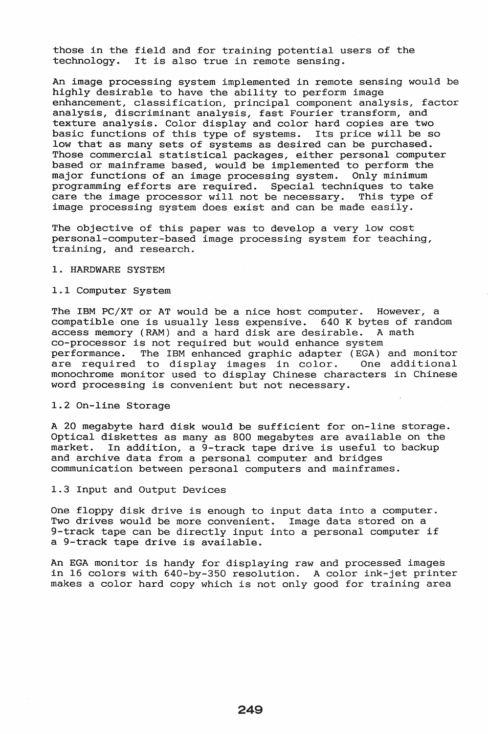those in the field and for training potential users of the technology. It is also true in remote sensing.

An image processing system implemented in remote sensing would be highly desirable to have the ability to perform image enhancement, classification, principal component analysis, factor analysis, discriminant analysis, fast Fourier transform, and texture analysis. Color display and color hard copies are two basic functions of this type of systems. Its price will be so low that as many sets of systems as desired can be purchased. Those commercial statistical packages, either personal computer based or mainframe based, would be implemented to perform the major functions of an image processing system. Only minimum programming efforts are required. Special techniques to take care the image processor will not be necessary. This type of image processing system does exist and can be made easily.

The objective of this paper was to develop a very low cost personal-computer-based image processing system for teaching, training, and research.

## 1. HARDWARE SYSTEM

### 1.1 Computer System

The IBM PC/XT or AT would be a nice host computer. However, a compatible one is usually less expensive. 640 K bytes of random access memory (RAM) and a hard disk are desirable. A math co-processor is not required but would enhance system performance. The IBM enhanced graphic adapter (EGA) and monitor are required to display images in color. One additional monochrome monitor used to display Chinese characters in Chinese word processing is convenient but not necessary.

### 1.2 On-line Storage

A 20 megabyte hard disk would be sufficient for on-line storage. Optical diskettes as many as 800 megabytes are available on the market. In addition, a 9-track tape drive is useful to backup and archive data from a personal computer and bridges communication between personal computers and mainframes.

### 1.3 Input and Output Devices

One floppy disk drive is enough to input data into a computer. Two drives would be more convenient. Image data stored on a 9-track tape can be directly input into a personal computer if a 9-track tape drive is available.

An EGA monitor is handy for displaying raw and processed images in 16 colors with 640-by-350 resolution. A color ink-jet printer makes a color hard copy which is not only good for training area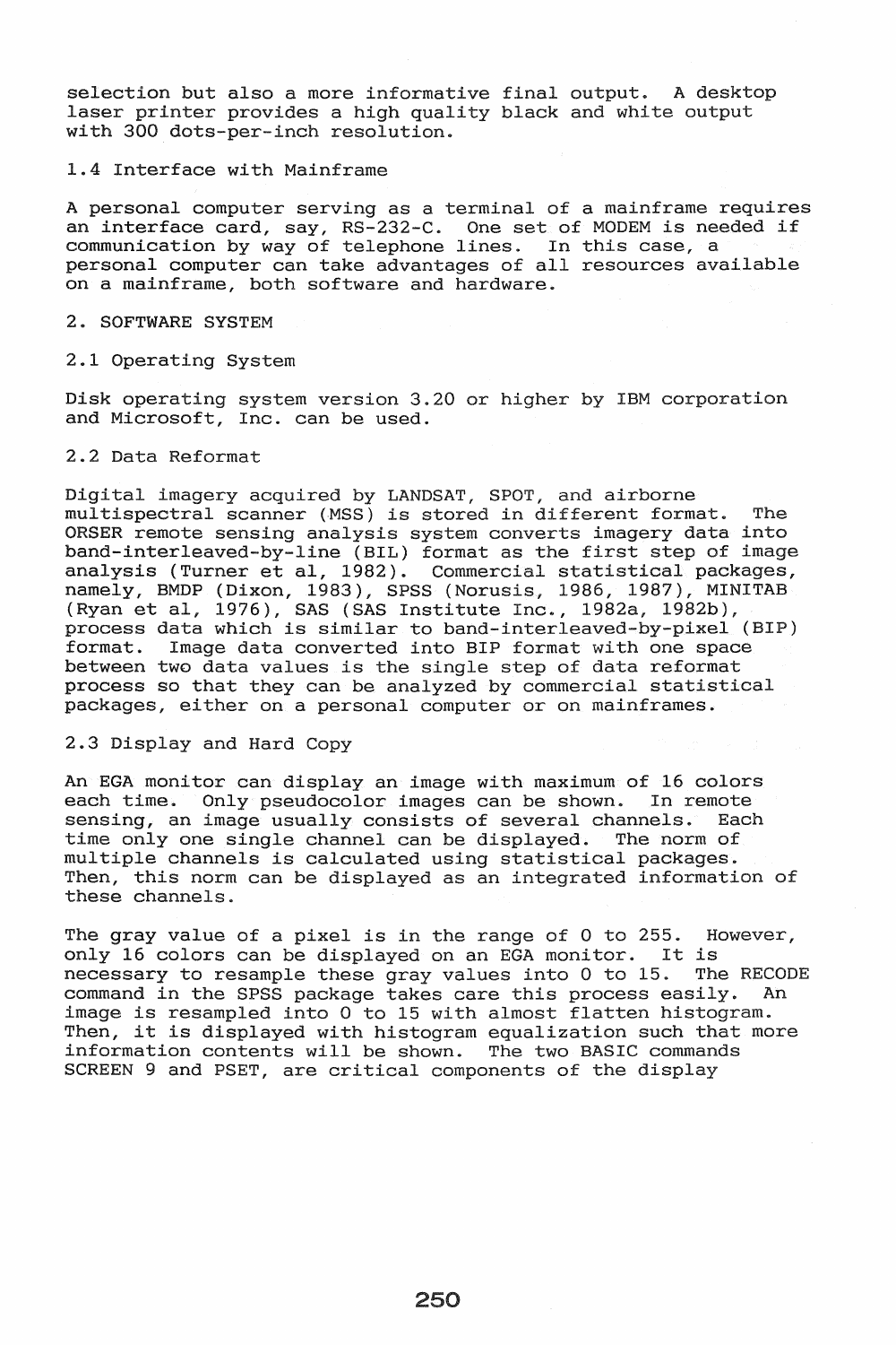selection but also a more informative final output. A desktop laser printer provides a high quality black and white output with 300 dots-per-inch resolution.

### 1.4 Interface with Mainframe

A personal computer serving as a terminal of a mainframe requires an interface card, say, RS-232-C. One set of MODEM is needed if communication by way of telephone lines. In this case, a personal computer can take advantages of all resources available on a mainframe, both software and hardware.

## 2. SOFTWARE SYSTEM

### 2.1 Operating System

Disk operating system version 3.20 or higher by IBM corporation and Microsoft, Inc. can be used.

### 2.2 Data Reformat

Digital imagery acquired by LANDSAT, SPOT, and airborne multispectral scanner (MSS) is stored in different format. The ORSER remote sensing analysis system converts imagery data into band-interleaved-by-line (BIL) format as the first step of image analysis (Turner et al, 1982). Commercial statistical packages, namely, BMDP (Dixon, 1983), SPSS (Norusis, 1986, 1987), MINITAB (Ryan et al, 1976), SAS (SAS Institute Inc., 1982a, 1982b), process data which is similar to band-interleaved-by-pixel (BIP) format. Image data converted into BIP format with one space between two data values is the single step of data reformat process so that they can be analyzed by commercial statistical packages, either on a personal computer or on mainframes.

### 2.3 Display and Hard Copy

An EGA monitor can display an image with maximum of 16 colors each time. Only pseudocolor images can be shown. In remote sensing, an image usually consists of several channels. Each time only one single channel can be displayed. The norm of multiple channels is calculated using statistical packages. Then, this norm can be displayed as an integrated information of these channels.

The gray value of a pixel is in the range of 0 to 255. However, only 16 colors can be displayed on an EGA monitor. It is necessary to resample these gray values into 0 to 15. The RECODE command in the SPSS package takes care this process easily. An image is resampled into 0 to 15 with almost flatten histogram. Then, it is displayed with histogram equalization such that more information contents will be shown. The two BASIC commands SCREEN 9 and PSET, are critical components of the display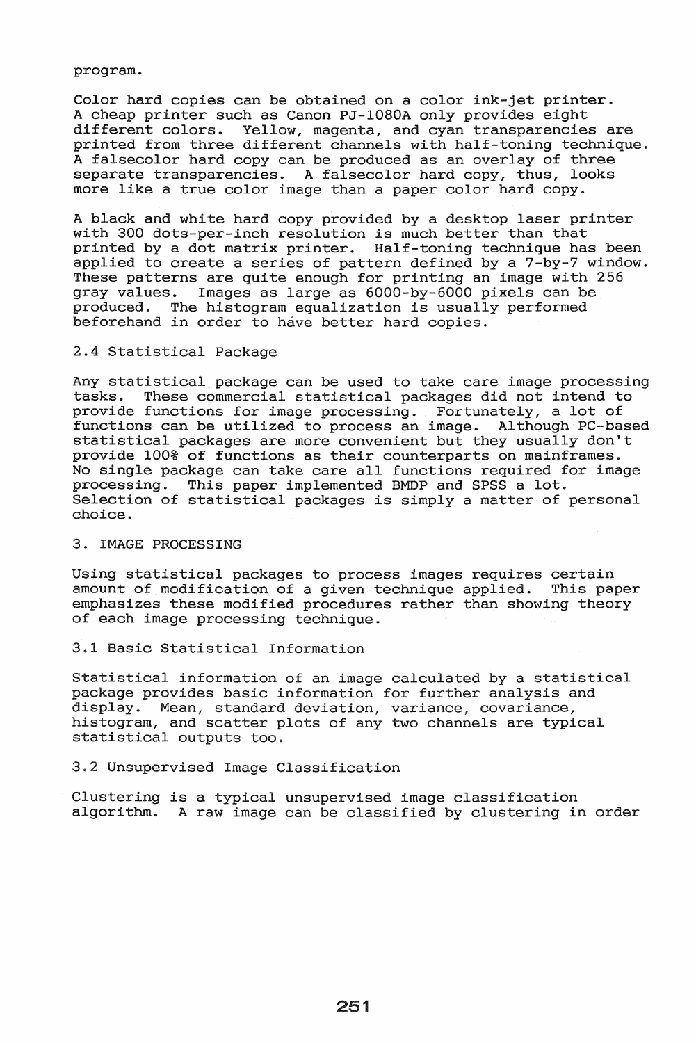program.

Color hard copies can be obtained on a color ink-jet printer. A cheap printer such as Canon PJ-1080A only provides eight different colors. Yellow, magenta, and cyan transparencies are printed from three different channels with half-toning technique. A falsecolor hard copy can be produced as an overlay of three separate transparencies. A falsecolor hard copy, thus, looks more like a true color image than a paper color hard copy.

A black and white hard copy provided by a desktop laser printer with 300 dots-per-inch resolution is much better than that printed by a dot matrix printer. Half-toning technique has been applied to create a series of pattern defined by a 7-by-7 window. These patterns are quite enough for printing an image with 256 gray values. Images as large as 6000-by-6000 pixels can be produced. The histogram equalization is usually performed beforehand in order to have better hard copies.

### 2.4 Statistical Package

Any statistical package can be used to take care image processing tasks. These commercial statistical packages did not intend to provide functions for image processing. Fortunately, a lot of functions can be utilized to process an image. Although PC-based statistical packages are more convenient but they usually don't provide 100% of functions as their counterparts on mainframes. No single package can take care all functions required for image processing. This paper implemented BMDP and SPSS a lot. Selection of statistical packages is simply a matter of personal choice.

## 3. IMAGE PROCESSING

Using statistical packages to process images requires certain amount of modification of a given technique applied. This paper emphasizes these modified procedures rather than showing theory of each image processing technique.

### 3.1 Basic Statistical Information

Statistical information of an image calculated by a statistical package provides basic information for further analysis and display. Mean, standard deviation, variance, covariance, histogram, and scatter plots of any two channels are typical statistical outputs too.

### 3.2 Unsupervised Image Classification

Clustering is a typical unsupervised image classification algorithm. A raw image can be classified by clustering in order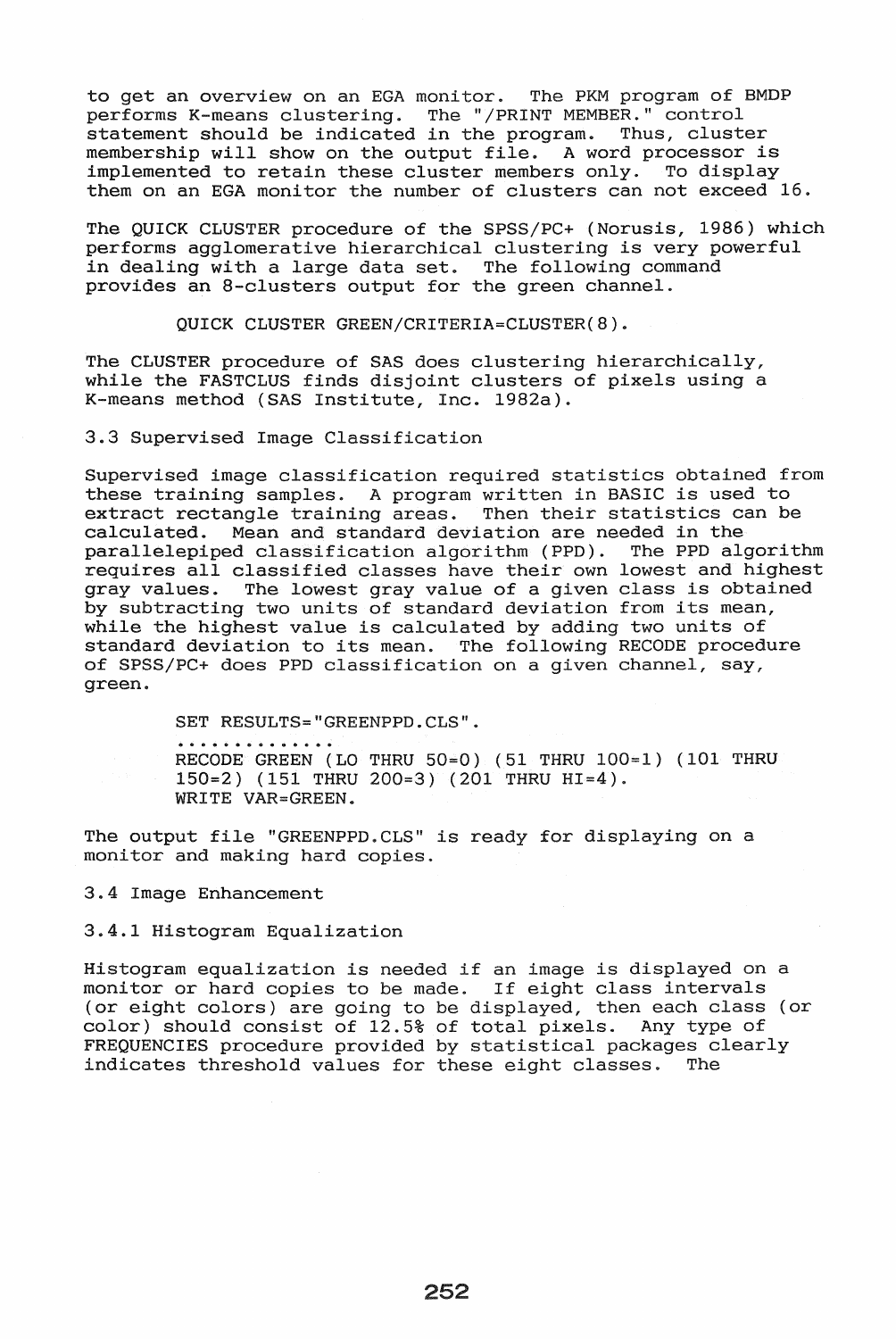to get an overview on an EGA monitor. The PKM program of BMDP performs K-means clustering. The "/PRINT MEMBER." control statement should be indicated in the program. Thus, cluster membership will show on the output file. A word processor is implemented to retain these cluster members only. To display them on an EGA monitor the number of clusters can not exceed 16.

The QUICK CLUSTER procedure of the SPSS/PC+ (Norusis, 1986) which performs agglomerative hierarchical clustering is very powerful in dealing with a large data set. The following command provides an 8-clusters output for the green channel.

```
QUICK CLUSTER GREEN/CRITERIA=CLUSTER(8).
```

The CLUSTER procedure of SAS does clustering hierarchically, while the FASTCLUS finds disjoint clusters of pixels using a K-means method (SAS Institute, Inc. 1982a).

### 3.3 Supervised Image Classification

Supervised image classification required statistics obtained from these training samples. A program written in BASIC is used to extract rectangle training areas. Then their statistics can be calculated. Mean and standard deviation are needed in the parallelepiped classification algorithm (PPD). The PPD algorithm requires all classified classes have their own lowest and highest gray values. The lowest gray value of a given class is obtained by subtracting two units of standard deviation from its mean, while the highest value is calculated by adding two units of standard deviation to its mean. The following RECODE procedure of SPSS/PC+ does PPD classification on a given channel, say, green.

```
SET RESULTS="GREENPPD.CLS".
..............
RECODE GREEN (LO THRU 50=0) (51 THRU 100=1) (101 THRU
150=2) (151 THRU 200=3) (201 THRU HI=4).
WRITE VAR=GREEN.
```

The output file "GREENPPD.CLS" is ready for displaying on a monitor and making hard copies.

### 3.4 Image Enhancement

#### 3.4.1 Histogram Equalization

Histogram equalization is needed if an image is displayed on a monitor or hard copies to be made. If eight class intervals (or eight colors) are going to be displayed, then each class (or color) should consist of 12.5% of total pixels. Any type of FREQUENCIES procedure provided by statistical packages clearly indicates threshold values for these eight classes. The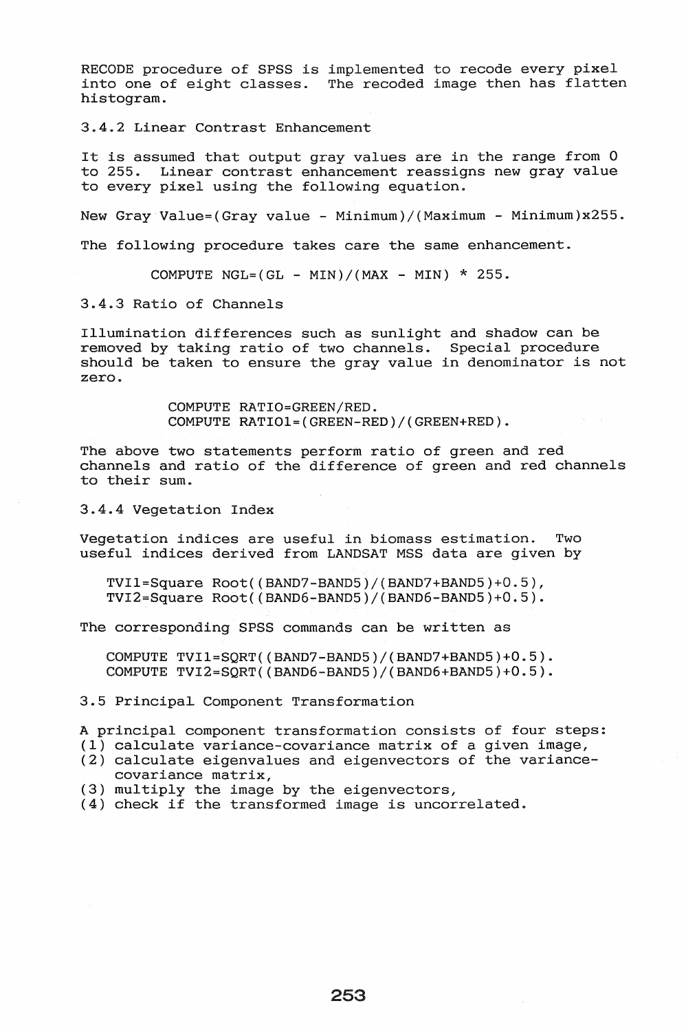RECODE procedure of SPSS is implemented to recode every pixel into one of eight classes. The recoded image then has flatten histogram.

### 3.4.2 Linear Contrast Enhancement

It is assumed that output gray values are in the range from 0 to 255. Linear contrast enhancement reassigns new gray value to every pixel using the following equation.

New Gray Value=(Gray value - Minimum)/(Maximum - Minimum)x255.

The following procedure takes care the same enhancement.

```
COMPUTE NGL=(GL - MIN)/(MAX - MIN) * 255.
```

### 3.4.3 Ratio of Channels

Illumination differences such as sunlight and shadow can be removed by taking ratio of two channels. Special procedure should be taken to ensure the gray value in denominator is not zero.

```
COMPUTE RATIO=GREEN/RED.
COMPUTE RATIO1=(GREEN-RED)/(GREEN+RED).
```

The above two statements perform ratio of green and red channels and ratio of the difference of green and red channels to their sum.

### 3.4.4 Vegetation Index

Vegetation indices are useful in biomass estimation. Two useful indices derived from LANDSAT MSS data are given by

TVI1=Square Root((BAND7-BAND5)/(BAND7+BAND5)+0.5),
TVI2=Square Root((BAND6-BAND5)/(BAND6-BAND5)+0.5).

The corresponding SPSS commands can be written as

```
COMPUTE TVI1=SQRT((BAND7-BAND5)/(BAND7+BAND5)+0.5).
COMPUTE TVI2=SQRT((BAND6-BAND5)/(BAND6+BAND5)+0.5).
```

## 3.5 Principal Component Transformation

A principal component transformation consists of four steps:
(1) calculate variance-covariance matrix of a given image,
(2) calculate eigenvalues and eigenvectors of the variance-covariance matrix,
(3) multiply the image by the eigenvectors,
(4) check if the transformed image is uncorrelated.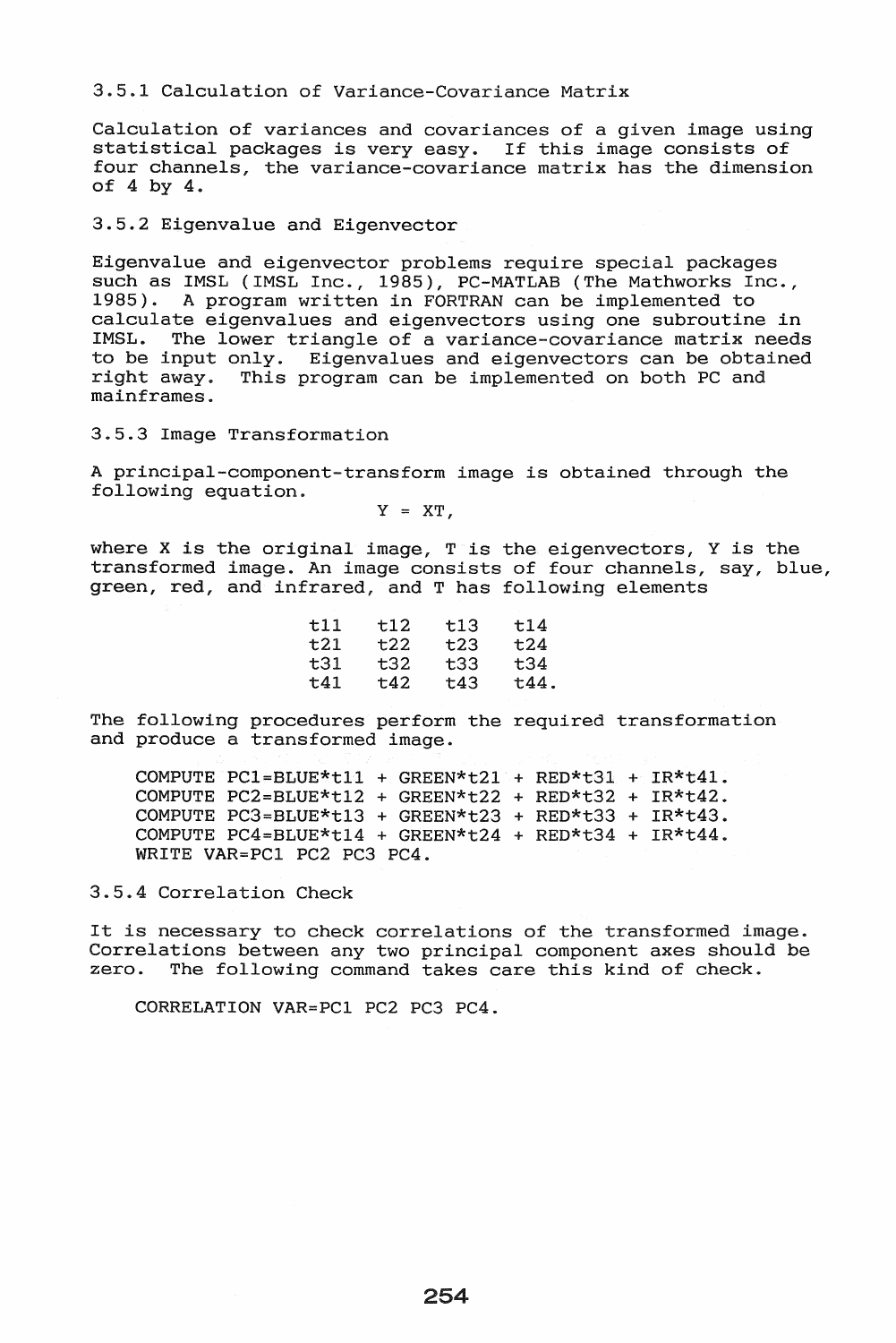### 3.5.1 Calculation of Variance-Covariance Matrix

Calculation of variances and covariances of a given image using statistical packages is very easy. If this image consists of four channels, the variance-covariance matrix has the dimension of 4 by 4.

### 3.5.2 Eigenvalue and Eigenvector

Eigenvalue and eigenvector problems require special packages such as IMSL (IMSL Inc., 1985), PC-MATLAB (The Mathworks Inc., 1985). A program written in FORTRAN can be implemented to calculate eigenvalues and eigenvectors using one subroutine in IMSL. The lower triangle of a variance-covariance matrix needs to be input only. Eigenvalues and eigenvectors can be obtained right away. This program can be implemented on both PC and mainframes.

### 3.5.3 Image Transformation

A principal-component-transform image is obtained through the following equation.

$$Y = XT,$$

where X is the original image, T is the eigenvectors, Y is the transformed image. An image consists of four channels, say, blue, green, red, and infrared, and T has following elements

$$\begin{matrix} t11 & t12 & t13 & t14 \\ t21 & t22 & t23 & t24 \\ t31 & t32 & t33 & t34 \\ t41 & t42 & t43 & t44. \end{matrix}$$

The following procedures perform the required transformation and produce a transformed image.

```
COMPUTE PC1=BLUE*t11 + GREEN*t21 + RED*t31 + IR*t41.
COMPUTE PC2=BLUE*t12 + GREEN*t22 + RED*t32 + IR*t42.
COMPUTE PC3=BLUE*t13 + GREEN*t23 + RED*t33 + IR*t43.
COMPUTE PC4=BLUE*t14 + GREEN*t24 + RED*t34 + IR*t44.
WRITE VAR=PC1 PC2 PC3 PC4.
```

### 3.5.4 Correlation Check

It is necessary to check correlations of the transformed image. Correlations between any two principal component axes should be zero. The following command takes care this kind of check.

```
CORRELATION VAR=PC1 PC2 PC3 PC4.
```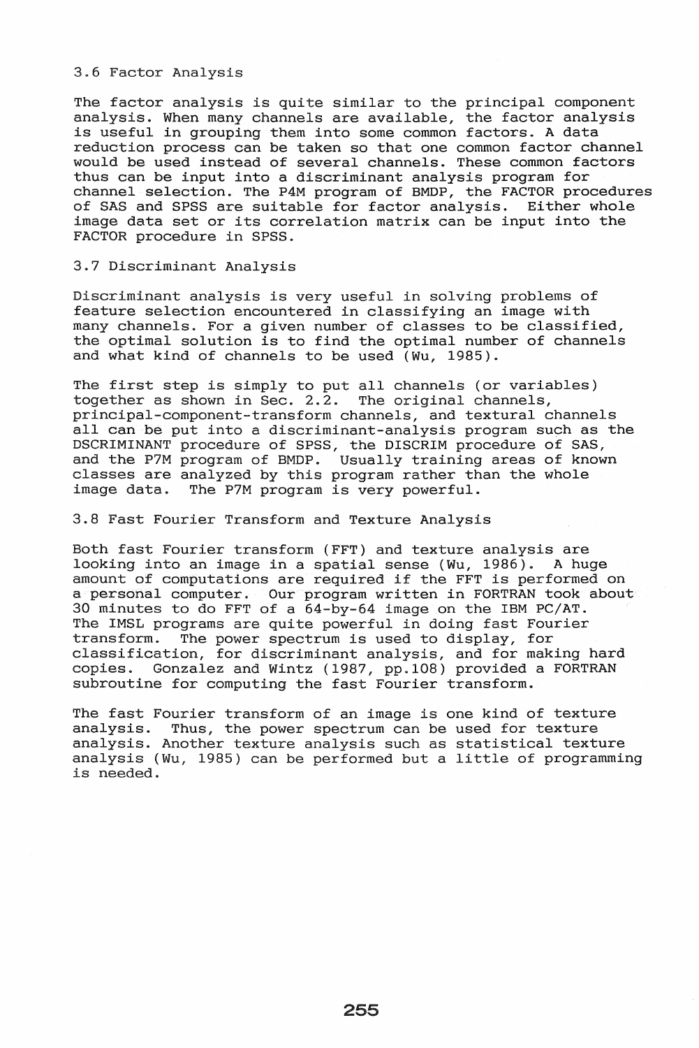### 3.6 Factor Analysis

The factor analysis is quite similar to the principal component analysis. When many channels are available, the factor analysis is useful in grouping them into some common factors. A data reduction process can be taken so that one common factor channel would be used instead of several channels. These common factors thus can be input into a discriminant analysis program for channel selection. The P4M program of BMDP, the FACTOR procedures of SAS and SPSS are suitable for factor analysis. Either whole image data set or its correlation matrix can be input into the FACTOR procedure in SPSS.

### 3.7 Discriminant Analysis

Discriminant analysis is very useful in solving problems of feature selection encountered in classifying an image with many channels. For a given number of classes to be classified, the optimal solution is to find the optimal number of channels and what kind of channels to be used (Wu, 1985).

The first step is simply to put all channels (or variables) together as shown in Sec. 2.2. The original channels, principal-component-transform channels, and textural channels all can be put into a discriminant-analysis program such as the DSCRIMINANT procedure of SPSS, the DISCRIM procedure of SAS, and the P7M program of BMDP. Usually training areas of known classes are analyzed by this program rather than the whole image data. The P7M program is very powerful.

### 3.8 Fast Fourier Transform and Texture Analysis

Both fast Fourier transform (FFT) and texture analysis are looking into an image in a spatial sense (Wu, 1986). A huge amount of computations are required if the FFT is performed on a personal computer. Our program written in FORTRAN took about 30 minutes to do FFT of a 64-by-64 image on the IBM PC/AT. The IMSL programs are quite powerful in doing fast Fourier transform. The power spectrum is used to display, for classification, for discriminant analysis, and for making hard copies. Gonzalez and Wintz (1987, pp.108) provided a FORTRAN subroutine for computing the fast Fourier transform.

The fast Fourier transform of an image is one kind of texture analysis. Thus, the power spectrum can be used for texture analysis. Another texture analysis such as statistical texture analysis (Wu, 1985) can be performed but a little of programming is needed.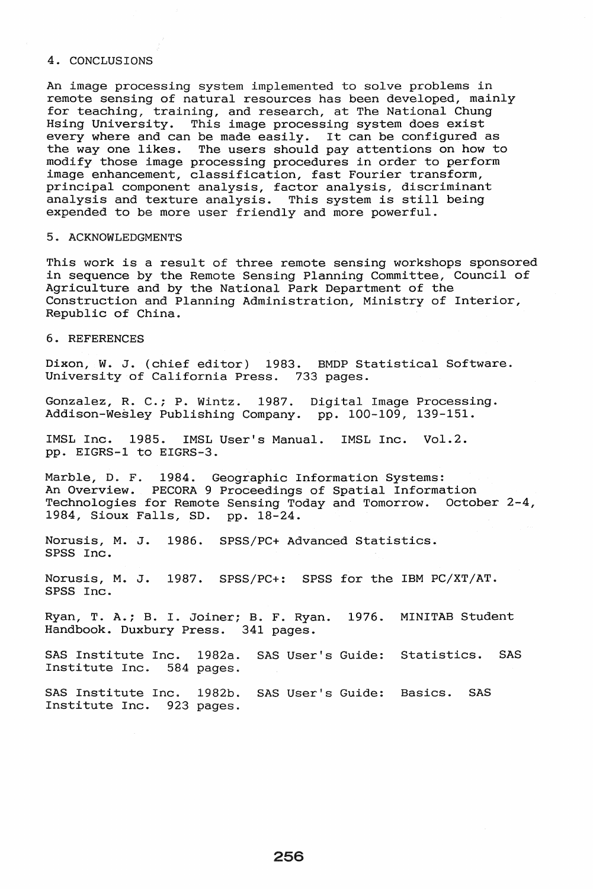## 4. CONCLUSIONS

An image processing system implemented to solve problems in remote sensing of natural resources has been developed, mainly for teaching, training, and research, at The National Chung Hsing University. This image processing system does exist every where and can be made easily. It can be configured as the way one likes. The users should pay attentions on how to modify those image processing procedures in order to perform image enhancement, classification, fast Fourier transform, principal component analysis, factor analysis, discriminant analysis and texture analysis. This system is still being expended to be more user friendly and more powerful.

## 5. ACKNOWLEDGMENTS

This work is a result of three remote sensing workshops sponsored in sequence by the Remote Sensing Planning Committee, Council of Agriculture and by the National Park Department of the Construction and Planning Administration, Ministry of Interior, Republic of China.

## 6. REFERENCES

Dixon, W. J. (chief editor) 1983. BMDP Statistical Software. University of California Press. 733 pages.

Gonzalez, R. C.; P. Wintz. 1987. Digital Image Processing. Addison-Wesley Publishing Company. pp. 100-109, 139-151.

IMSL Inc. 1985. IMSL User's Manual. IMSL Inc. Vol.2. pp. EIGRS-1 to EIGRS-3.

Marble, D. F. 1984. Geographic Information Systems: An Overview. PECORA 9 Proceedings of Spatial Information Technologies for Remote Sensing Today and Tomorrow. October 2-4, 1984, Sioux Falls, SD. pp. 18-24.

Norusis, M. J. 1986. SPSS/PC+ Advanced Statistics. SPSS Inc.

Norusis, M. J. 1987. SPSS/PC+: SPSS for the IBM PC/XT/AT. SPSS Inc.

Ryan, T. A.; B. I. Joiner; B. F. Ryan. 1976. MINITAB Student Handbook. Duxbury Press. 341 pages.

SAS Institute Inc. 1982a. SAS User's Guide: Statistics. SAS Institute Inc. 584 pages.

SAS Institute Inc. 1982b. SAS User's Guide: Basics. SAS Institute Inc. 923 pages.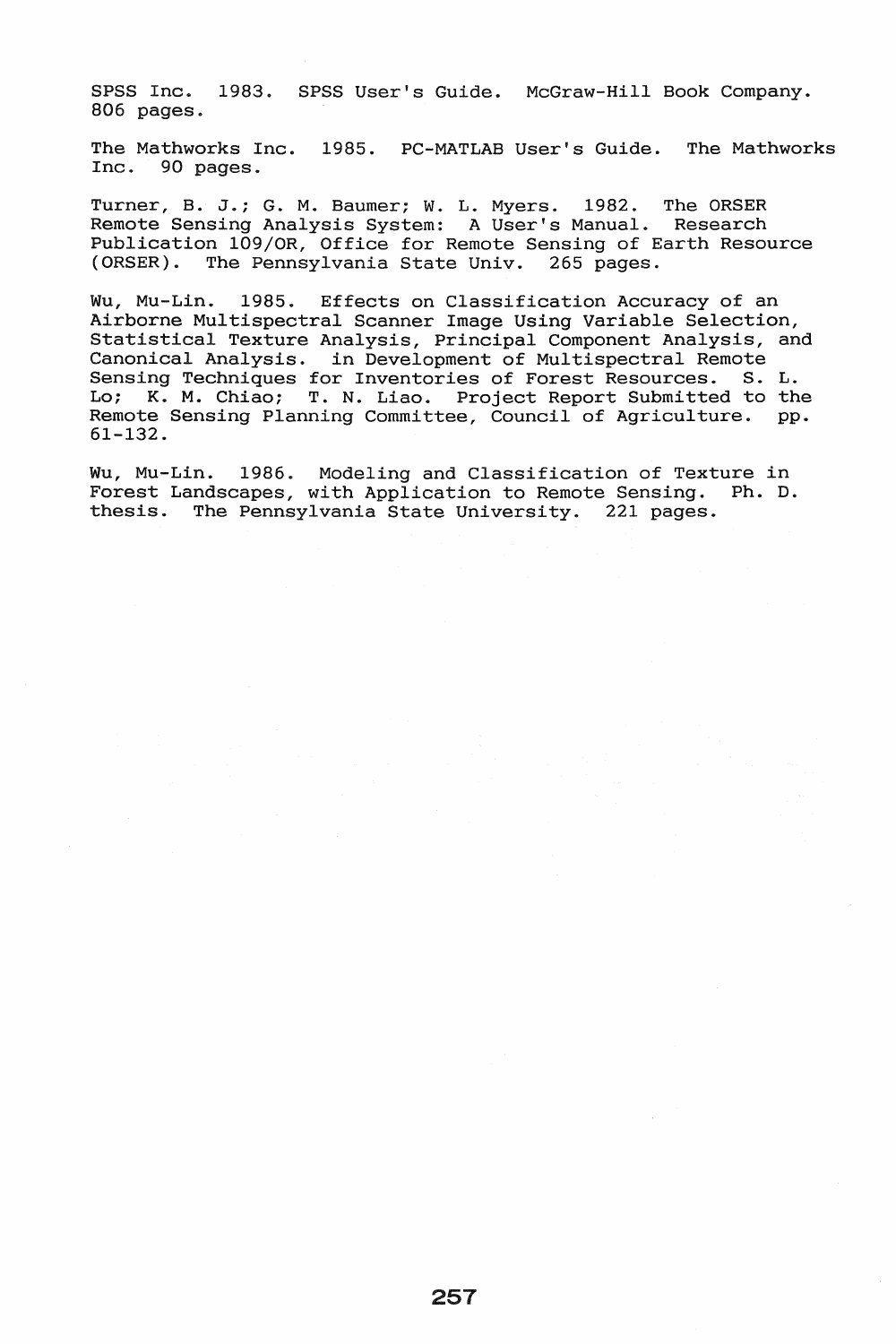SPSS Inc. 1983. SPSS User's Guide. McGraw-Hill Book Company. 806 pages.

The Mathworks Inc. 1985. PC-MATLAB User's Guide. The Mathworks Inc. 90 pages.

Turner, B. J.; G. M. Baumer; W. L. Myers. 1982. The ORSER Remote Sensing Analysis System: A User's Manual. Research Publication 109/OR, Office for Remote Sensing of Earth Resource (ORSER). The Pennsylvania State Univ. 265 pages.

Wu, Mu-Lin. 1985. Effects on Classification Accuracy of an Airborne Multispectral Scanner Image Using Variable Selection, Statistical Texture Analysis, Principal Component Analysis, and Canonical Analysis. in Development of Multispectral Remote Sensing Techniques for Inventories of Forest Resources. S. L. Lo; K. M. Chiao; T. N. Liao. Project Report Submitted to the Remote Sensing Planning Committee, Council of Agriculture. pp. 61-132.

Wu, Mu-Lin. 1986. Modeling and Classification of Texture in Forest Landscapes, with Application to Remote Sensing. Ph. D. thesis. The Pennsylvania State University. 221 pages.